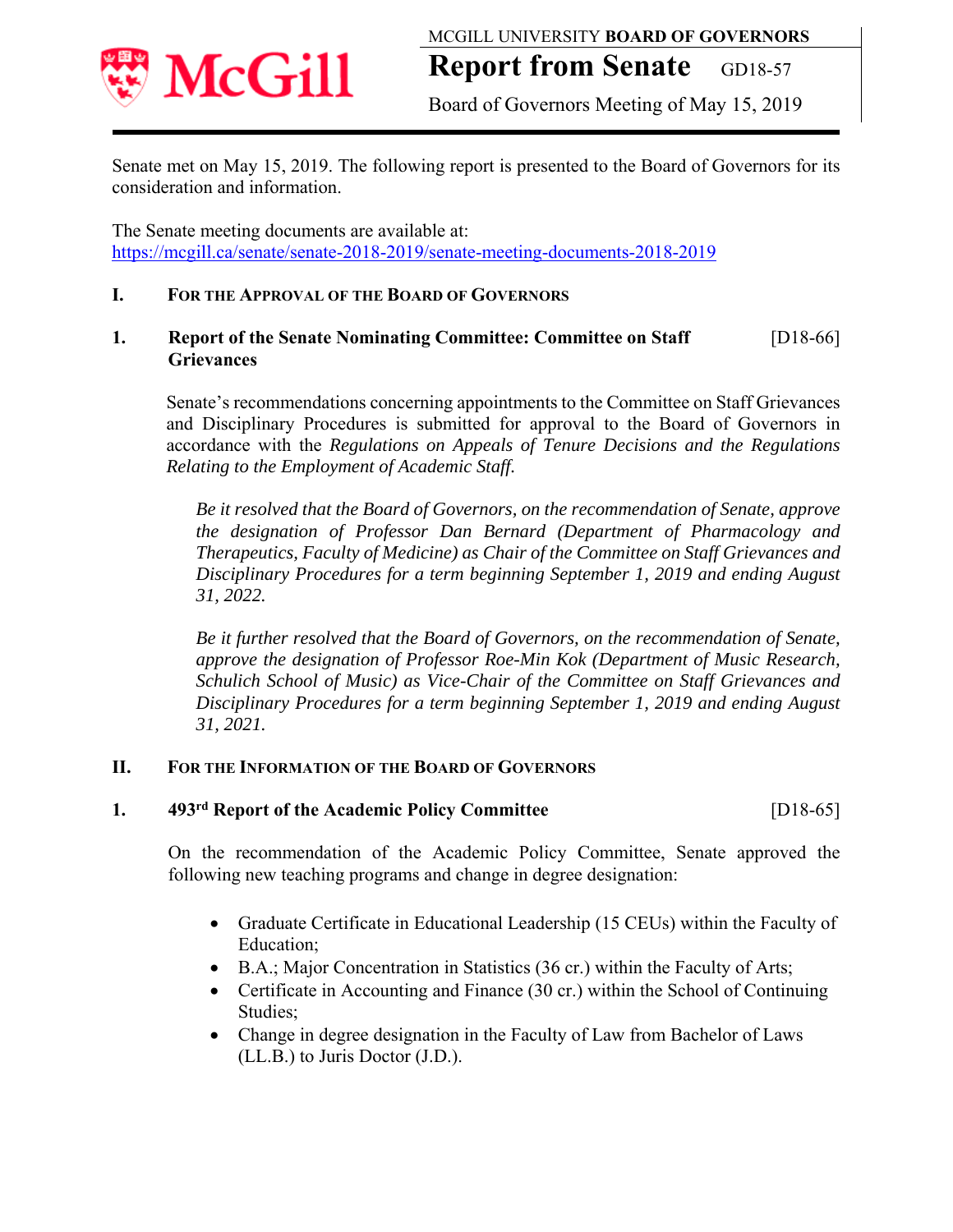MCGILL UNIVERSITY **BOARD OF GOVERNORS**

# Report from Senate GD18-57

Board of Governors Meeting of May 15, 2019

Senate met on May 15, 2019. The following report is presented to the Board of Governors for its consideration and information.

The Senate meeting documents are available at:
https://mcgill.ca/senate/senate-2018-2019/senate-meeting-documents-2018-2019

## I. FOR THE APPROVAL OF THE BOARD OF GOVERNORS

### 1. Report of the Senate Nominating Committee: Committee on Staff Grievances [D18-66]

Senate's recommendations concerning appointments to the Committee on Staff Grievances and Disciplinary Procedures is submitted for approval to the Board of Governors in accordance with the *Regulations on Appeals of Tenure Decisions and the Regulations Relating to the Employment of Academic Staff.*

*Be it resolved that the Board of Governors, on the recommendation of Senate, approve the designation of Professor Dan Bernard (Department of Pharmacology and Therapeutics, Faculty of Medicine) as Chair of the Committee on Staff Grievances and Disciplinary Procedures for a term beginning September 1, 2019 and ending August 31, 2022.*

*Be it further resolved that the Board of Governors, on the recommendation of Senate, approve the designation of Professor Roe-Min Kok (Department of Music Research, Schulich School of Music) as Vice-Chair of the Committee on Staff Grievances and Disciplinary Procedures for a term beginning September 1, 2019 and ending August 31, 2021.*

## II. FOR THE INFORMATION OF THE BOARD OF GOVERNORS

### 1. 493rd Report of the Academic Policy Committee [D18-65]

On the recommendation of the Academic Policy Committee, Senate approved the following new teaching programs and change in degree designation:

- Graduate Certificate in Educational Leadership (15 CEUs) within the Faculty of Education;
- B.A.; Major Concentration in Statistics (36 cr.) within the Faculty of Arts;
- Certificate in Accounting and Finance (30 cr.) within the School of Continuing Studies;
- Change in degree designation in the Faculty of Law from Bachelor of Laws (LL.B.) to Juris Doctor (J.D.).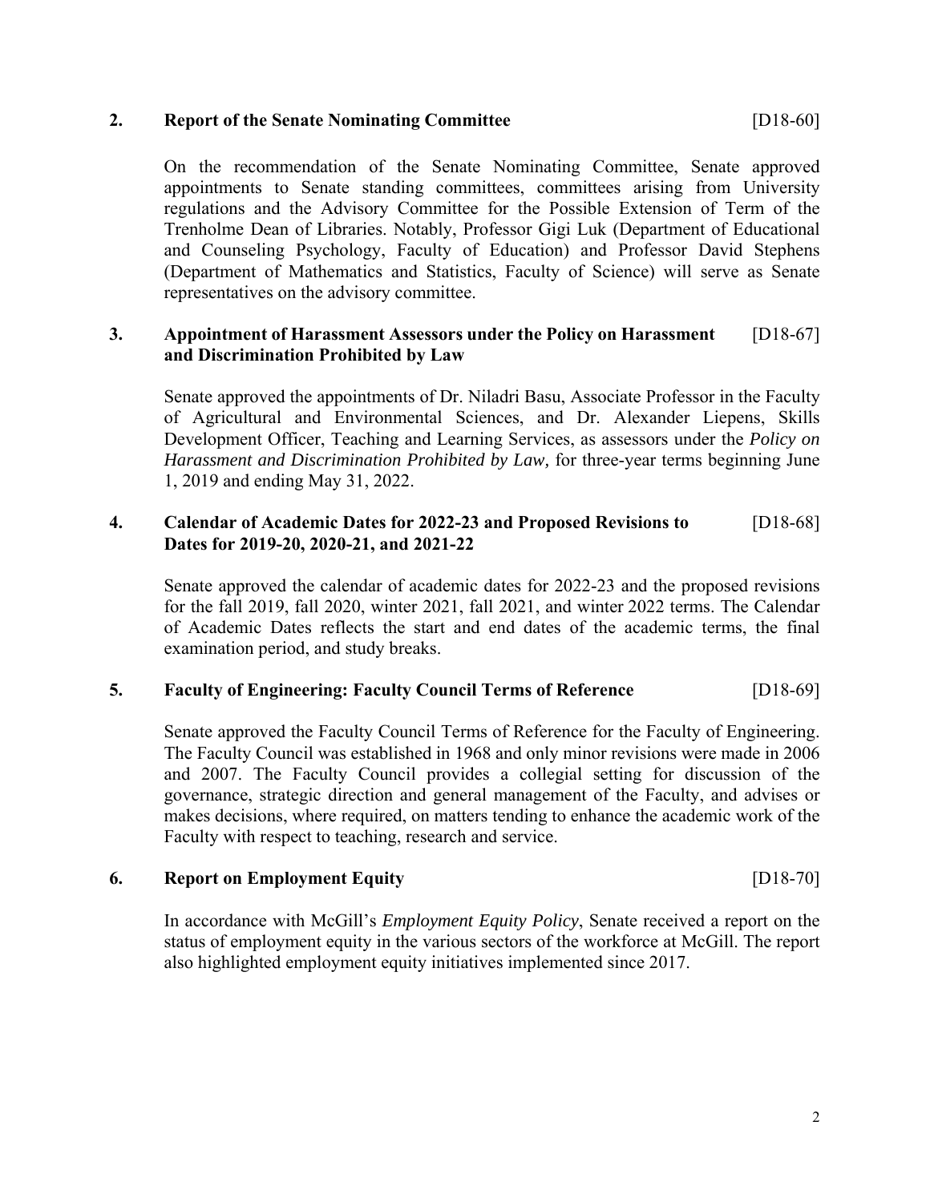## 2. Report of the Senate Nominating Committee [D18-60]

On the recommendation of the Senate Nominating Committee, Senate approved appointments to Senate standing committees, committees arising from University regulations and the Advisory Committee for the Possible Extension of Term of the Trenholme Dean of Libraries. Notably, Professor Gigi Luk (Department of Educational and Counseling Psychology, Faculty of Education) and Professor David Stephens (Department of Mathematics and Statistics, Faculty of Science) will serve as Senate representatives on the advisory committee.

## 3. Appointment of Harassment Assessors under the Policy on Harassment and Discrimination Prohibited by Law [D18-67]

Senate approved the appointments of Dr. Niladri Basu, Associate Professor in the Faculty of Agricultural and Environmental Sciences, and Dr. Alexander Liepens, Skills Development Officer, Teaching and Learning Services, as assessors under the *Policy on Harassment and Discrimination Prohibited by Law,* for three-year terms beginning June 1, 2019 and ending May 31, 2022.

## 4. Calendar of Academic Dates for 2022-23 and Proposed Revisions to Dates for 2019-20, 2020-21, and 2021-22 [D18-68]

Senate approved the calendar of academic dates for 2022-23 and the proposed revisions for the fall 2019, fall 2020, winter 2021, fall 2021, and winter 2022 terms. The Calendar of Academic Dates reflects the start and end dates of the academic terms, the final examination period, and study breaks.

## 5. Faculty of Engineering: Faculty Council Terms of Reference [D18-69]

Senate approved the Faculty Council Terms of Reference for the Faculty of Engineering. The Faculty Council was established in 1968 and only minor revisions were made in 2006 and 2007. The Faculty Council provides a collegial setting for discussion of the governance, strategic direction and general management of the Faculty, and advises or makes decisions, where required, on matters tending to enhance the academic work of the Faculty with respect to teaching, research and service.

## 6. Report on Employment Equity [D18-70]

In accordance with McGill's *Employment Equity Policy*, Senate received a report on the status of employment equity in the various sectors of the workforce at McGill. The report also highlighted employment equity initiatives implemented since 2017.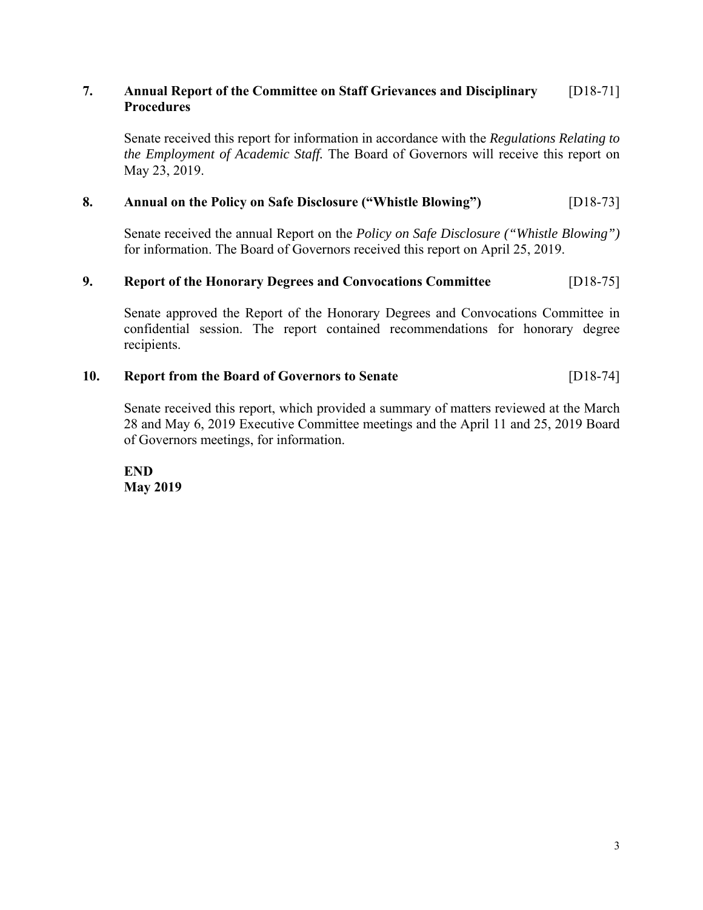## 7. Annual Report of the Committee on Staff Grievances and Disciplinary Procedures [D18-71]

Senate received this report for information in accordance with the *Regulations Relating to the Employment of Academic Staff.* The Board of Governors will receive this report on May 23, 2019.

## 8. Annual on the Policy on Safe Disclosure ("Whistle Blowing") [D18-73]

Senate received the annual Report on the *Policy on Safe Disclosure ("Whistle Blowing")* for information. The Board of Governors received this report on April 25, 2019.

## 9. Report of the Honorary Degrees and Convocations Committee [D18-75]

Senate approved the Report of the Honorary Degrees and Convocations Committee in confidential session. The report contained recommendations for honorary degree recipients.

## 10. Report from the Board of Governors to Senate [D18-74]

Senate received this report, which provided a summary of matters reviewed at the March 28 and May 6, 2019 Executive Committee meetings and the April 11 and 25, 2019 Board of Governors meetings, for information.

**END**
**May 2019**